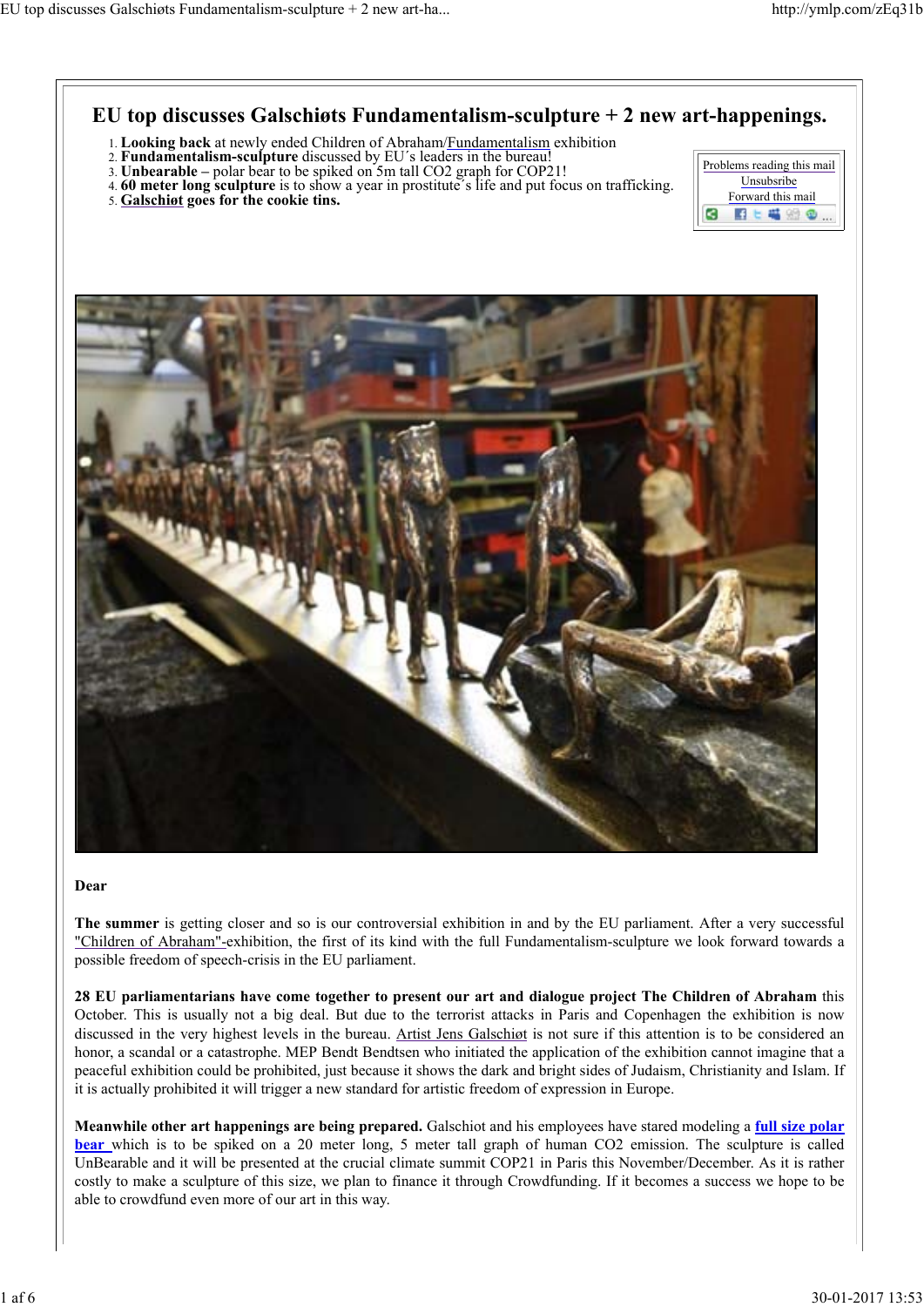# EU top discusses Galschiøts Fundamentalism-sculpture + 2 new art-happenings.

1. **Looking back** at newly ended Children of Abraham/Fundamentalism exhibition
2. **Fundamentalism-sculpture** discussed by EU´s leaders in the bureau!
3. **Unbearable –** polar bear to be spiked on 5m tall $CO_2$ graph for COP21!
4. **60 meter long sculpture** is to show a year in prostitute´s life and put focus on trafficking.
5. **Galschiøt goes for the cookie tins.**

Problems reading this mail
Unsubsribe
Forward this mail

**Dear**

**The summer** is getting closer and so is our controversial exhibition in and by the EU parliament. After a very successful "Children of Abraham"-exhibition, the first of its kind with the full Fundamentalism-sculpture we look forward towards a possible freedom of speech-crisis in the EU parliament.

**28 EU parliamentarians have come together to present our art and dialogue project The Children of Abraham** this October. This is usually not a big deal. But due to the terrorist attacks in Paris and Copenhagen the exhibition is now discussed in the very highest levels in the bureau. Artist Jens Galschiøt is not sure if this attention is to be considered an honor, a scandal or a catastrophe. MEP Bendt Bendtsen who initiated the application of the exhibition cannot imagine that a peaceful exhibition could be prohibited, just because it shows the dark and bright sides of Judaism, Christianity and Islam. If it is actually prohibited it will trigger a new standard for artistic freedom of expression in Europe.

**Meanwhile other art happenings are being prepared.** Galschiot and his employees have stared modeling a **full size polar bear** which is to be spiked on a 20 meter long, 5 meter tall graph of human $CO_2$ emission. The sculpture is called UnBearable and it will be presented at the crucial climate summit COP21 in Paris this November/December. As it is rather costly to make a sculpture of this size, we plan to finance it through Crowdfunding. If it becomes a success we hope to be able to crowdfund even more of our art in this way.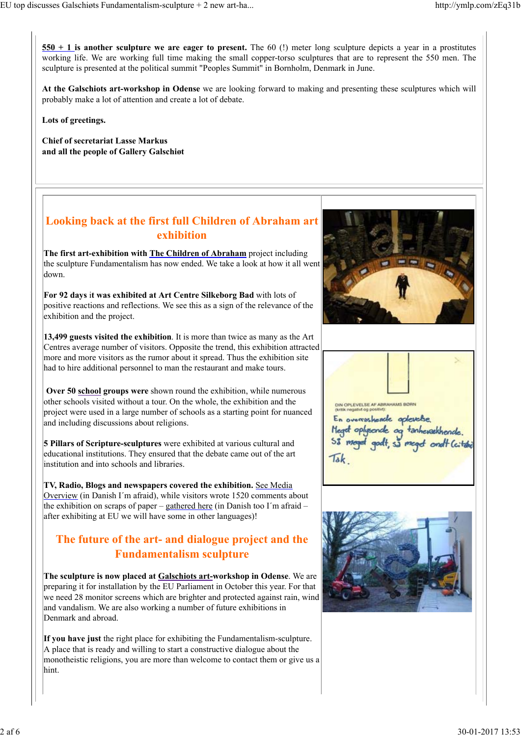**550 + 1 is another sculpture we are eager to present.** The 60 (!) meter long sculpture depicts a year in a prostitutes working life. We are working full time making the small copper-torso sculptures that are to represent the 550 men. The sculpture is presented at the political summit "Peoples Summit" in Bornholm, Denmark in June.

**At the Galschiots art-workshop in Odense** we are looking forward to making and presenting these sculptures which will probably make a lot of attention and create a lot of debate.

**Lots of greetings.**

**Chief of secretariat Lasse Markus**
**and all the people of Gallery Galschiøt**

## Looking back at the first full Children of Abraham art exhibition

**The first art-exhibition with The Children of Abraham** project including the sculpture Fundamentalism has now ended. We take a look at how it all went down.

**For 92 days it was exhibited at Art Centre Silkeborg Bad** with lots of positive reactions and reflections. We see this as a sign of the relevance of the exhibition and the project.

**13,499 guests visited the exhibition**. It is more than twice as many as the Art Centres average number of visitors. Opposite the trend, this exhibition attracted more and more visitors as the rumor about it spread. Thus the exhibition site had to hire additional personnel to man the restaurant and make tours.

**Over 50 school groups were** shown round the exhibition, while numerous other schools visited without a tour. On the whole, the exhibition and the project were used in a large number of schools as a starting point for nuanced and including discussions about religions.

**5 Pillars of Scripture-sculptures** were exhibited at various cultural and educational institutions. They ensured that the debate came out of the art institution and into schools and libraries.

**TV, Radio, Blogs and newspapers covered the exhibition.** See Media Overview (in Danish I´m afraid), while visitors wrote 1520 comments about the exhibition on scraps of paper – gathered here (in Danish too I´m afraid – after exhibiting at EU we will have some in other languages)!

## The future of the art- and dialogue project and the Fundamentalism sculpture

**The sculpture is now placed at Galschiots art-workshop in Odense**. We are preparing it for installation by the EU Parliament in October this year. For that we need 28 monitor screens which are brighter and protected against rain, wind and vandalism. We are also working a number of future exhibitions in Denmark and abroad.

**If you have just** the right place for exhibiting the Fundamentalism-sculpture. A place that is ready and willing to start a constructive dialogue about the monotheistic religions, you are more than welcome to contact them or give us a hint.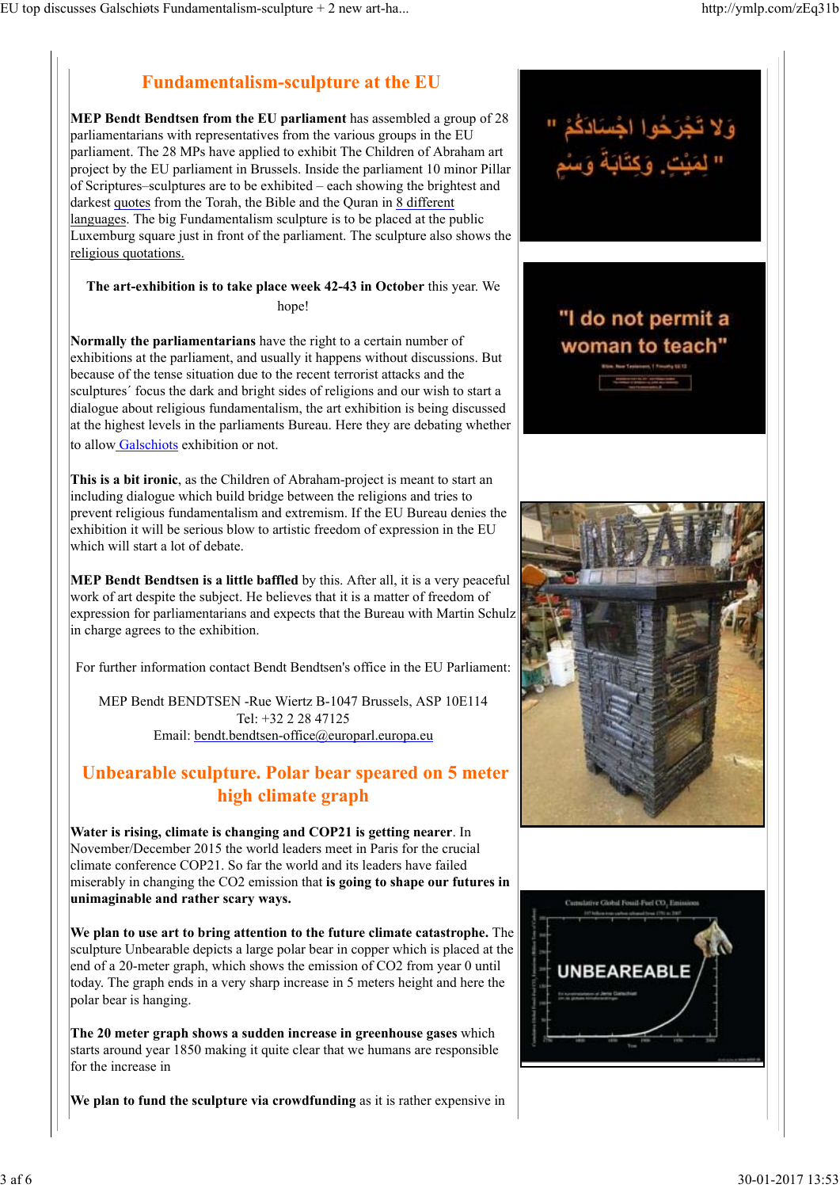## Fundamentalism-sculpture at the EU

**MEP Bendt Bendtsen from the EU parliament** has assembled a group of 28 parliamentarians with representatives from the various groups in the EU parliament. The 28 MPs have applied to exhibit The Children of Abraham art project by the EU parliament in Brussels. Inside the parliament 10 minor Pillar of Scriptures–sculptures are to be exhibited – each showing the brightest and darkest quotes from the Torah, the Bible and the Quran in 8 different languages. The big Fundamentalism sculpture is to be placed at the public Luxemburg square just in front of the parliament. The sculpture also shows the religious quotations.

**The art-exhibition is to take place week 42-43 in October** this year. We hope!

**Normally the parliamentarians** have the right to a certain number of exhibitions at the parliament, and usually it happens without discussions. But because of the tense situation due to the recent terrorist attacks and the sculptures´ focus the dark and bright sides of religions and our wish to start a dialogue about religious fundamentalism, the art exhibition is being discussed at the highest levels in the parliaments Bureau. Here they are debating whether to allow Galschiots exhibition or not.

**This is a bit ironic**, as the Children of Abraham-project is meant to start an including dialogue which build bridge between the religions and tries to prevent religious fundamentalism and extremism. If the EU Bureau denies the exhibition it will be serious blow to artistic freedom of expression in the EU which will start a lot of debate.

**MEP Bendt Bendtsen is a little baffled** by this. After all, it is a very peaceful work of art despite the subject. He believes that it is a matter of freedom of expression for parliamentarians and expects that the Bureau with Martin Schulz in charge agrees to the exhibition.

For further information contact Bendt Bendtsen's office in the EU Parliament:

MEP Bendt BENDTSEN -Rue Wiertz B-1047 Brussels, ASP 10E114
Tel: +32 2 28 47125
Email: bendt.bendtsen-office@europarl.europa.eu

## Unbearable sculpture. Polar bear speared on 5 meter high climate graph

**Water is rising, climate is changing and COP21 is getting nearer**. In November/December 2015 the world leaders meet in Paris for the crucial climate conference COP21. So far the world and its leaders have failed miserably in changing the CO2 emission that **is going to shape our futures in unimaginable and rather scary ways.**

**We plan to use art to bring attention to the future climate catastrophe.** The sculpture Unbearable depicts a large polar bear in copper which is placed at the end of a 20-meter graph, which shows the emission of CO2 from year 0 until today. The graph ends in a very sharp increase in 5 meters height and here the polar bear is hanging.

**The 20 meter graph shows a sudden increase in greenhouse gases** which starts around year 1850 making it quite clear that we humans are responsible for the increase in

**We plan to fund the sculpture via crowdfunding** as it is rather expensive in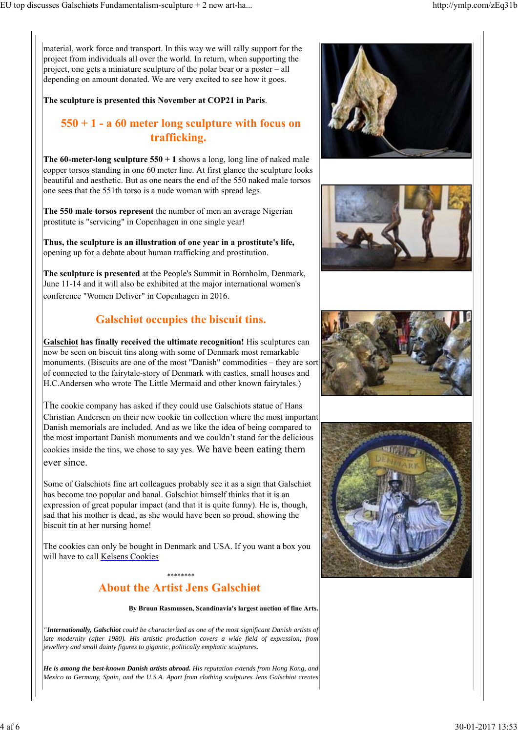material, work force and transport. In this way we will rally support for the project from individuals all over the world. In return, when supporting the project, one gets a miniature sculpture of the polar bear or a poster – all depending on amount donated. We are very excited to see how it goes.

**The sculpture is presented this November at COP21 in Paris**.

## 550 + 1 - a 60 meter long sculpture with focus on trafficking.

**The 60-meter-long sculpture 550 + 1** shows a long, long line of naked male copper torsos standing in one 60 meter line. At first glance the sculpture looks beautiful and aesthetic. But as one nears the end of the 550 naked male torsos one sees that the 551th torso is a nude woman with spread legs.

**The 550 male torsos represent** the number of men an average Nigerian prostitute is "servicing" in Copenhagen in one single year!

**Thus, the sculpture is an illustration of one year in a prostitute's life,** opening up for a debate about human trafficking and prostitution.

**The sculpture is presented** at the People's Summit in Bornholm, Denmark, June 11-14 and it will also be exhibited at the major international women's conference "Women Deliver" in Copenhagen in 2016.

## Galschiøt occupies the biscuit tins.

**Galschiot has finally received the ultimate recognition!** His sculptures can now be seen on biscuit tins along with some of Denmark most remarkable monuments. (Biscuits are one of the most "Danish" commodities – they are sort of connected to the fairytale-story of Denmark with castles, small houses and H.C.Andersen who wrote The Little Mermaid and other known fairytales.)

The cookie company has asked if they could use Galschiots statue of Hans Christian Andersen on their new cookie tin collection where the most important Danish memorials are included. And as we like the idea of being compared to the most important Danish monuments and we couldn't stand for the delicious cookies inside the tins, we chose to say yes. We have been eating them ever since.

Some of Galschiots fine art colleagues probably see it as a sign that Galschiøt has become too popular and banal. Galschiot himself thinks that it is an expression of great popular impact (and that it is quite funny). He is, though, sad that his mother is dead, as she would have been so proud, showing the biscuit tin at her nursing home!

The cookies can only be bought in Denmark and USA. If you want a box you will have to call Kelsens Cookies

\*\*\*\*\*\*\*\*

## About the Artist Jens Galschiøt

**By Bruun Rasmussen, Scandinavia's largest auction of fine Arts.**

*"**Internationally, Galschiot** could be characterized as one of the most significant Danish artists of late modernity (after 1980). His artistic production covers a wide field of expression; from jewellery and small dainty figures to gigantic, politically emphatic sculptures.*

***He is among the best-known Danish artists abroad.** His reputation extends from Hong Kong, and Mexico to Germany, Spain, and the U.S.A. Apart from clothing sculptures Jens Galschiot creates*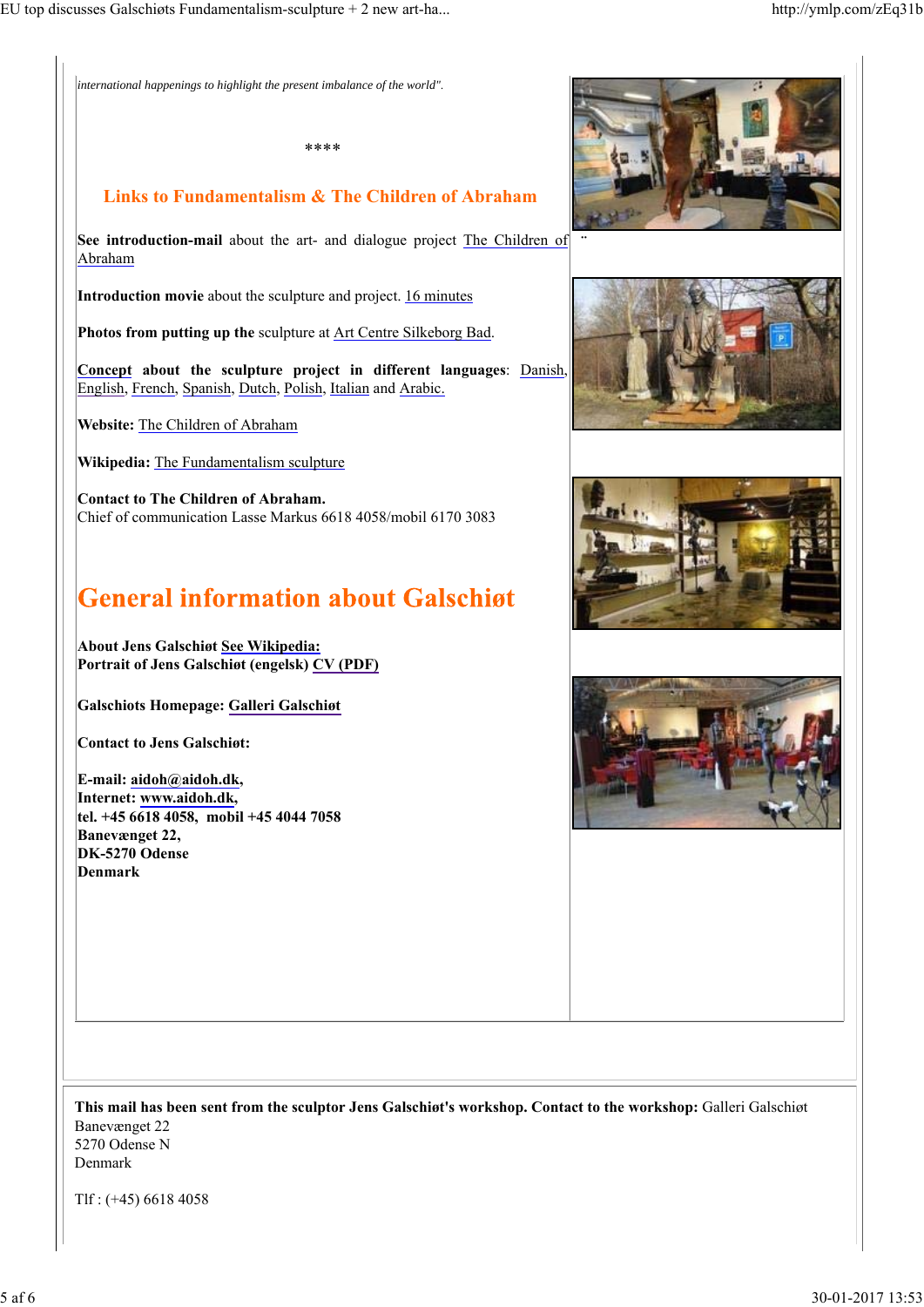*international happenings to highlight the present imbalance of the world".*

****

## Links to Fundamentalism & The Children of Abraham

**See introduction-mail** about the art- and dialogue project The Children of Abraham

**Introduction movie** about the sculpture and project. 16 minutes

**Photos from putting up the** sculpture at Art Centre Silkeborg Bad.

**Concept about the sculpture project in different languages**: Danish, English, French, Spanish, Dutch, Polish, Italian and Arabic.

**Website:** The Children of Abraham

**Wikipedia:** The Fundamentalism sculpture

**Contact to The Children of Abraham.**
Chief of communication Lasse Markus 6618 4058/mobil 6170 3083

# General information about Galschiøt

**About Jens Galschiøt See Wikipedia:**
**Portrait of Jens Galschiøt (engelsk) CV (PDF)**

**Galschiots Homepage: Galleri Galschiøt**

**Contact to Jens Galschiøt:**

**E-mail: aidoh@aidoh.dk,**
**Internet: www.aidoh.dk,**
**tel. +45 6618 4058, mobil +45 4044 7058**
**Banevænget 22,**
**DK-5270 Odense**
**Denmark**

**This mail has been sent from the sculptor Jens Galschiøt's workshop. Contact to the workshop:** Galleri Galschiøt
Banevænget 22
5270 Odense N
Denmark

Tlf : (+45) 6618 4058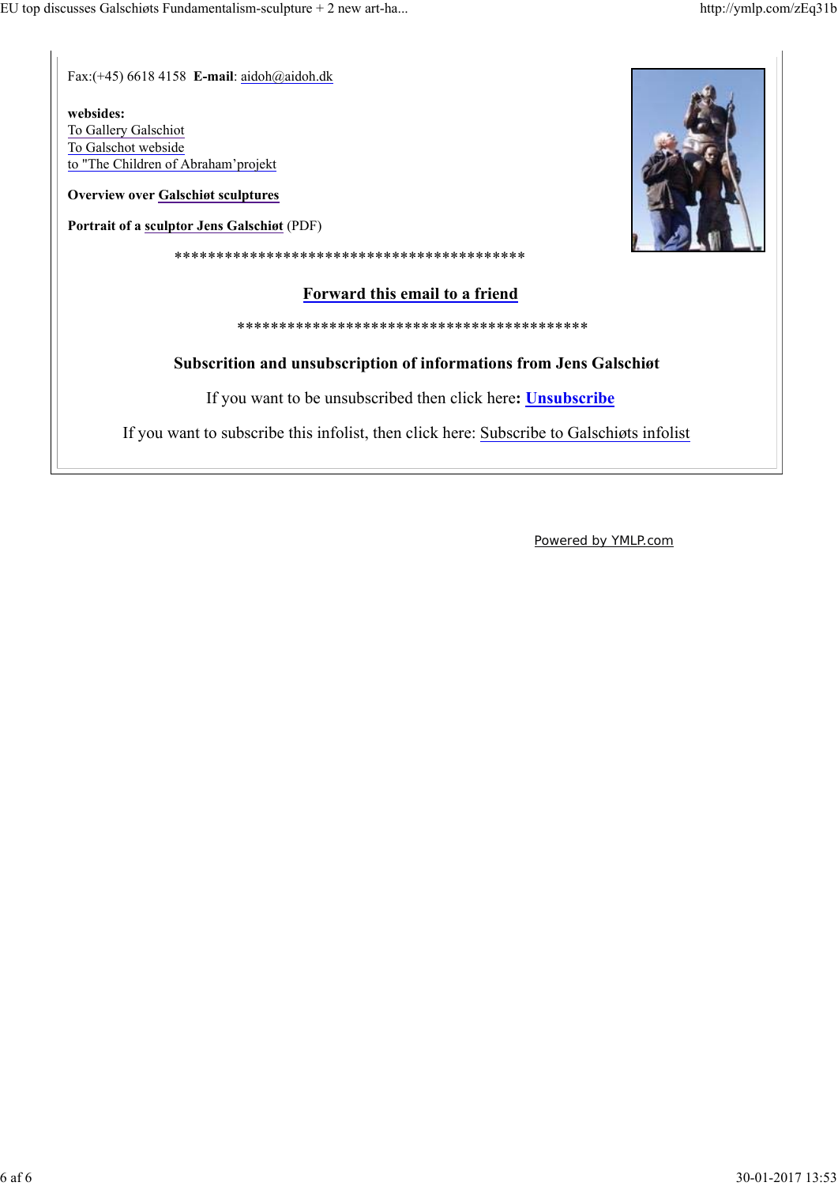Fax:(+45) 6618 4158 **E-mail**: aidoh@aidoh.dk

**websides:**
To Gallery Galschiot
To Galschot webside
to "The Children of Abraham'projekt

**Overview over Galschiøt sculptures**

**Portrait of a sculptor Jens Galschiøt** (PDF)

*****************************************

**Forward this email to a friend**

*****************************************

**Subscrition and unsubscription of informations from Jens Galschiøt**

If you want to be unsubscribed then click here**: Unsubscribe**

If you want to subscribe this infolist, then click here: Subscribe to Galschiøts infolist

Powered by YMLP.com